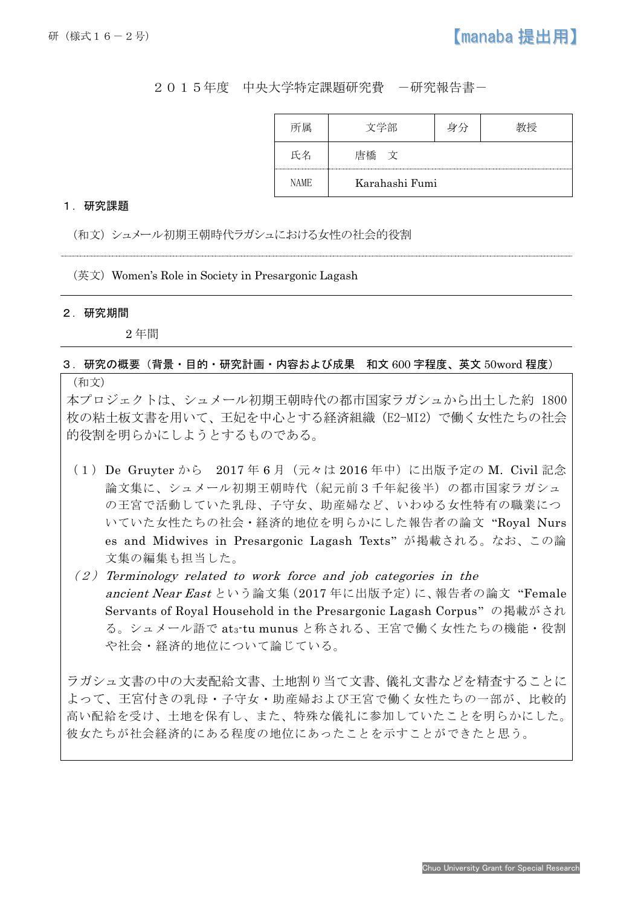研（様式１６－２号）　　　　　　　　　　　　　　　　　　　　　　　　　　　【manaba 提出用】

２０１５年度　中央大学特定課題研究費　－研究報告書－

| 所属 | 文学部 | 身分 | 教授 |
|---|---|---|---|
| 氏名 | 唐橋　文 | | |
| NAME | Karahashi Fumi | | |

**１．研究課題**

（和文）シュメール初期王朝時代ラガシュにおける女性の社会的役割

（英文）Women's Role in Society in Presargonic Lagash

**２．研究期間**

２年間

**３．研究の概要（背景・目的・研究計画・内容および成果　和文 600 字程度、英文 50word 程度）**

（和文）

本プロジェクトは、シュメール初期王朝時代の都市国家ラガシュから出土した約 1800 枚の粘土板文書を用いて、王妃を中心とする経済組織（E2-MI2）で働く女性たちの社会的役割を明らかにしようとするものである。

（１）De Gruyter から　2017 年 6 月（元々は 2016 年中）に出版予定の M. Civil 記念論文集に、シュメール初期王朝時代（紀元前 3 千年紀後半）の都市国家ラガシュの王宮で活動していた乳母、子守女、助産婦など、いわゆる女性特有の職業についていた女性たちの社会・経済的地位を明らかにした報告者の論文 "Royal Nurses and Midwives in Presargonic Lagash Texts" が掲載される。なお、この論文集の編集も担当した。

（２）*Terminology related to work force and job categories in the ancient Near East* という論文集（2017 年に出版予定）に、報告者の論文 "Female Servants of Royal Household in the Presargonic Lagash Corpus" の掲載がされる。シュメール語で $at_3$-tu munus と称される、王宮で働く女性たちの機能・役割や社会・経済的地位について論じている。

ラガシュ文書の中の大麦配給文書、土地割り当て文書、儀礼文書などを精査することによって、王宮付きの乳母・子守女・助産婦および王宮で働く女性たちの一部が、比較的高い配給を受け、土地を保有し、また、特殊な儀礼に参加していたことを明らかにした。彼女たちが社会経済的にある程度の地位にあったことを示すことができたと思う。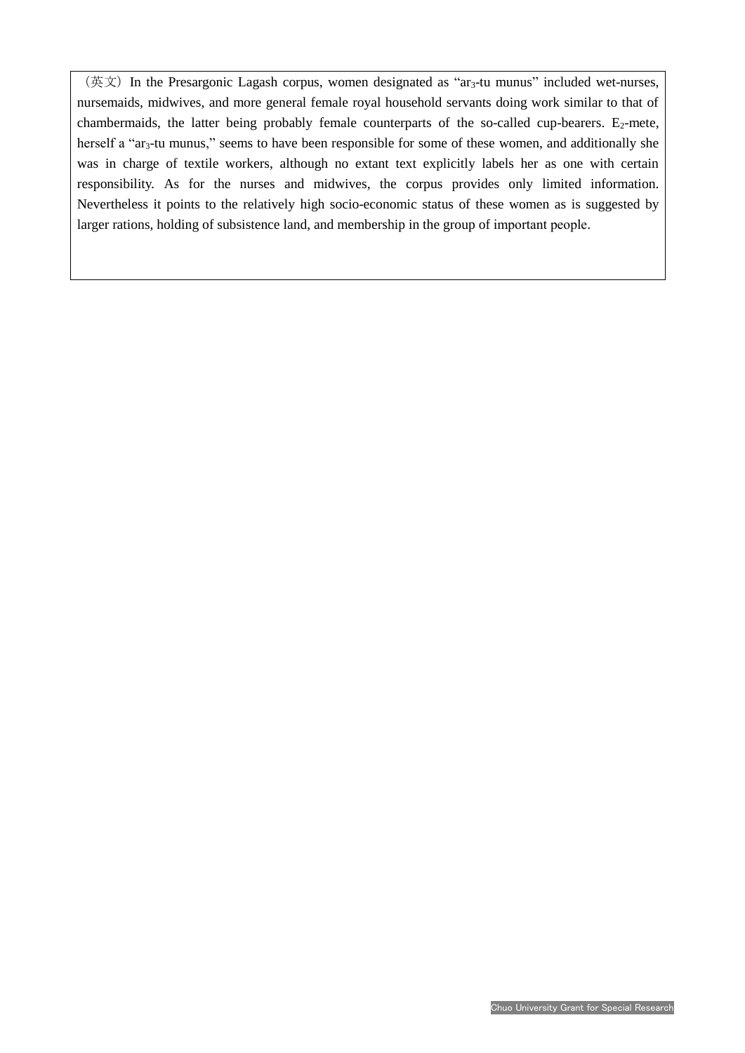（英文）In the Presargonic Lagash corpus, women designated as “$ar_3$-tu munus” included wet-nurses, nursemaids, midwives, and more general female royal household servants doing work similar to that of chambermaids, the latter being probably female counterparts of the so-called cup-bearers. $E_2$-mete, herself a “$ar_3$-tu munus,” seems to have been responsible for some of these women, and additionally she was in charge of textile workers, although no extant text explicitly labels her as one with certain responsibility. As for the nurses and midwives, the corpus provides only limited information. Nevertheless it points to the relatively high socio-economic status of these women as is suggested by larger rations, holding of subsistence land, and membership in the group of important people.